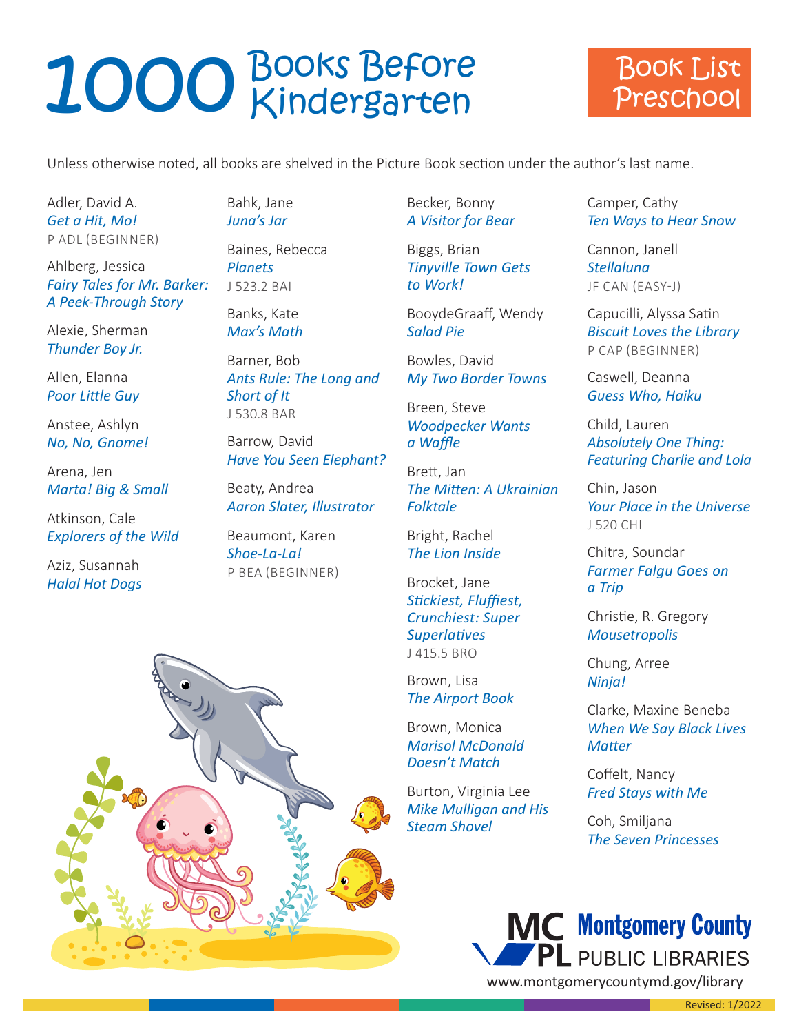# 1000 Books Before Kindergarten

## Book List Preschool

Unless otherwise noted, all books are shelved in the Picture Book section under the author's last name.

Adler, David A.
*Get a Hit, Mo!*
P ADL (BEGINNER)

Ahlberg, Jessica
*Fairy Tales for Mr. Barker: A Peek-Through Story*

Alexie, Sherman
*Thunder Boy Jr.*

Allen, Elanna
*Poor Little Guy*

Anstee, Ashlyn
*No, No, Gnome!*

Arena, Jen
*Marta! Big & Small*

Atkinson, Cale
*Explorers of the Wild*

Aziz, Susannah
*Halal Hot Dogs*

Bahk, Jane
*Juna's Jar*

Baines, Rebecca
*Planets*
J 523.2 BAI

Banks, Kate
*Max's Math*

Barner, Bob
*Ants Rule: The Long and Short of It*
J 530.8 BAR

Barrow, David
*Have You Seen Elephant?*

Beaty, Andrea
*Aaron Slater, Illustrator*

Beaumont, Karen
*Shoe-La-La!*
P BEA (BEGINNER)

Becker, Bonny
*A Visitor for Bear*

Biggs, Brian
*Tinyville Town Gets to Work!*

BooydeGraaff, Wendy
*Salad Pie*

Bowles, David
*My Two Border Towns*

Breen, Steve
*Woodpecker Wants a Waffle*

Brett, Jan
*The Mitten: A Ukrainian Folktale*

Bright, Rachel
*The Lion Inside*

Brocket, Jane
*Stickiest, Fluffiest, Crunchiest: Super Superlatives*
J 415.5 BRO

Brown, Lisa
*The Airport Book*

Brown, Monica
*Marisol McDonald Doesn't Match*

Burton, Virginia Lee
*Mike Mulligan and His Steam Shovel*

Camper, Cathy
*Ten Ways to Hear Snow*

Cannon, Janell
*Stellaluna*
JF CAN (EASY-J)

Capucilli, Alyssa Satin
*Biscuit Loves the Library*
P CAP (BEGINNER)

Caswell, Deanna
*Guess Who, Haiku*

Child, Lauren
*Absolutely One Thing: Featuring Charlie and Lola*

Chin, Jason
*Your Place in the Universe*
J 520 CHI

Chitra, Soundar
*Farmer Falgu Goes on a Trip*

Christie, R. Gregory
*Mousetropolis*

Chung, Arree
*Ninja!*

Clarke, Maxine Beneba
*When We Say Black Lives Matter*

Coffelt, Nancy
*Fred Stays with Me*

Coh, Smiljana
*The Seven Princesses*

MCPL Montgomery County PUBLIC LIBRARIES
www.montgomerycountymd.gov/library

Revised: 1/2022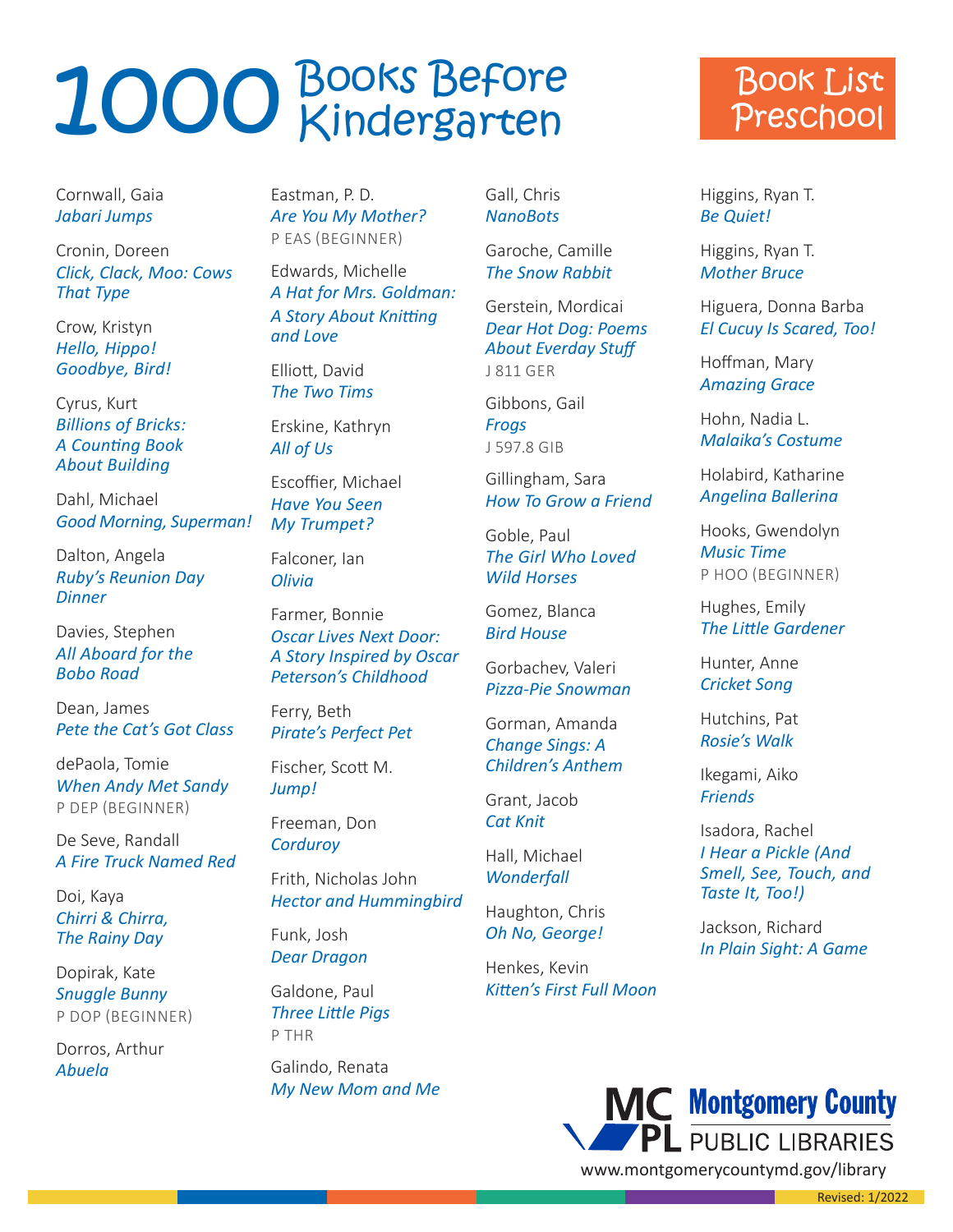# 1000 Books Before Kindergarten

## Book List Preschool

Cornwall, Gaia
*Jabari Jumps*

Cronin, Doreen
*Click, Clack, Moo: Cows That Type*

Crow, Kristyn
*Hello, Hippo! Goodbye, Bird!*

Cyrus, Kurt
*Billions of Bricks: A Counting Book About Building*

Dahl, Michael
*Good Morning, Superman!*

Dalton, Angela
*Ruby's Reunion Day Dinner*

Davies, Stephen
*All Aboard for the Bobo Road*

Dean, James
*Pete the Cat's Got Class*

dePaola, Tomie
*When Andy Met Sandy*
P DEP (BEGINNER)

De Seve, Randall
*A Fire Truck Named Red*

Doi, Kaya
*Chirri & Chirra, The Rainy Day*

Dopirak, Kate
*Snuggle Bunny*
P DOP (BEGINNER)

Dorros, Arthur
*Abuela*

Eastman, P. D.
*Are You My Mother?*
P EAS (BEGINNER)

Edwards, Michelle
*A Hat for Mrs. Goldman: A Story About Knitting and Love*

Elliott, David
*The Two Tims*

Erskine, Kathryn
*All of Us*

Escoffier, Michael
*Have You Seen My Trumpet?*

Falconer, Ian
*Olivia*

Farmer, Bonnie
*Oscar Lives Next Door: A Story Inspired by Oscar Peterson's Childhood*

Ferry, Beth
*Pirate's Perfect Pet*

Fischer, Scott M.
*Jump!*

Freeman, Don
*Corduroy*

Frith, Nicholas John
*Hector and Hummingbird*

Funk, Josh
*Dear Dragon*

Galdone, Paul
*Three Little Pigs*
P THR

Galindo, Renata
*My New Mom and Me*

Gall, Chris
*NanoBots*

Garoche, Camille
*The Snow Rabbit*

Gerstein, Mordicai
*Dear Hot Dog: Poems About Everday Stuff*
J 811 GER

Gibbons, Gail
*Frogs*
J 597.8 GIB

Gillingham, Sara
*How To Grow a Friend*

Goble, Paul
*The Girl Who Loved Wild Horses*

Gomez, Blanca
*Bird House*

Gorbachev, Valeri
*Pizza-Pie Snowman*

Gorman, Amanda
*Change Sings: A Children's Anthem*

Grant, Jacob
*Cat Knit*

Hall, Michael
*Wonderfall*

Haughton, Chris
*Oh No, George!*

Henkes, Kevin
*Kitten's First Full Moon*

Higgins, Ryan T.
*Be Quiet!*

Higgins, Ryan T.
*Mother Bruce*

Higuera, Donna Barba
*El Cucuy Is Scared, Too!*

Hoffman, Mary
*Amazing Grace*

Hohn, Nadia L.
*Malaika's Costume*

Holabird, Katharine
*Angelina Ballerina*

Hooks, Gwendolyn
*Music Time*
P HOO (BEGINNER)

Hughes, Emily
*The Little Gardener*

Hunter, Anne
*Cricket Song*

Hutchins, Pat
*Rosie's Walk*

Ikegami, Aiko
*Friends*

Isadora, Rachel
*I Hear a Pickle (And Smell, See, Touch, and Taste It, Too!)*

Jackson, Richard
*In Plain Sight: A Game*

MCPL Montgomery County Public Libraries
www.montgomerycountymd.gov/library

Revised: 1/2022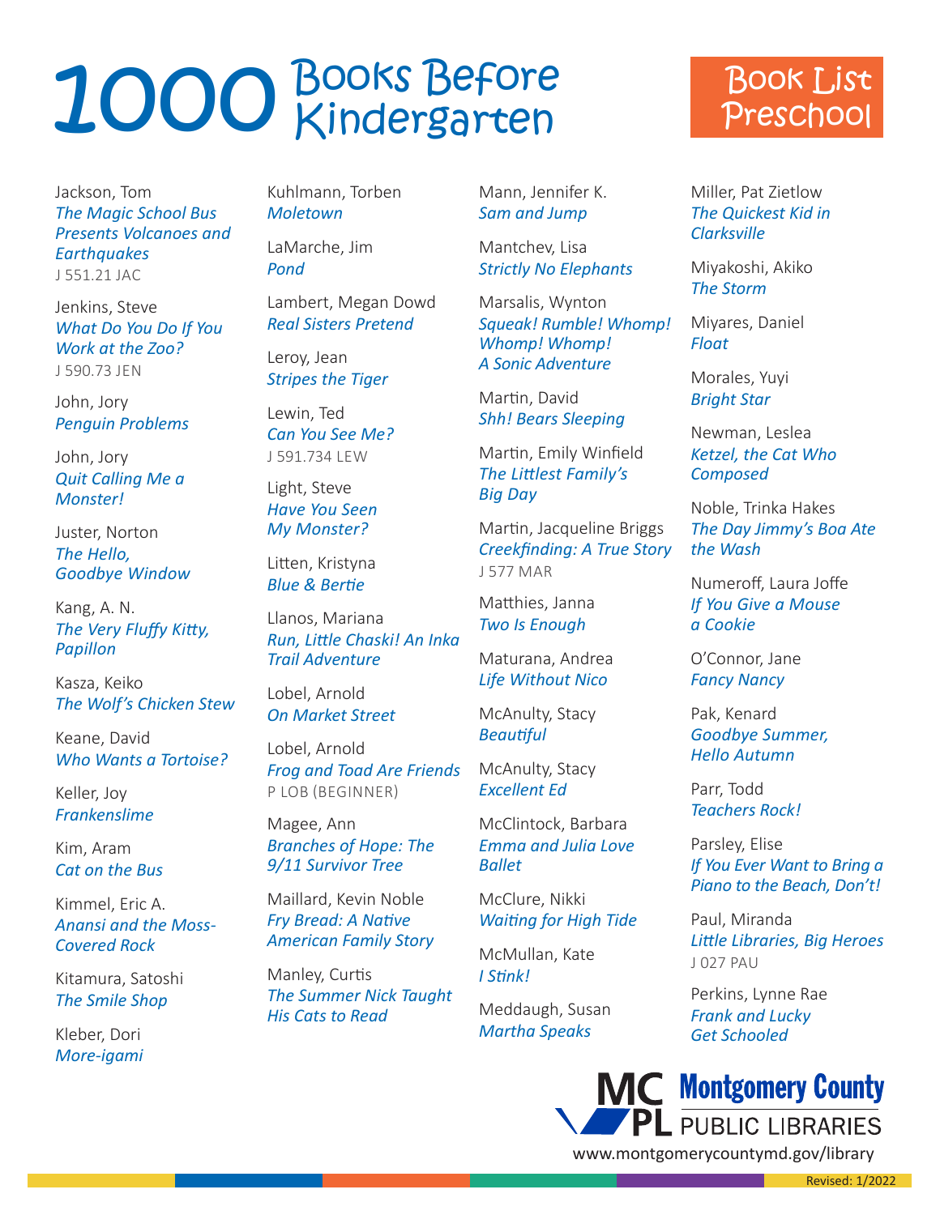# 1000 Books Before Kindergarten

**Book List Preschool**

Jackson, Tom
*The Magic School Bus Presents Volcanoes and Earthquakes*
J 551.21 JAC

Jenkins, Steve
*What Do You Do If You Work at the Zoo?*
J 590.73 JEN

John, Jory
*Penguin Problems*

John, Jory
*Quit Calling Me a Monster!*

Juster, Norton
*The Hello, Goodbye Window*

Kang, A. N.
*The Very Fluffy Kitty, Papillon*

Kasza, Keiko
*The Wolf's Chicken Stew*

Keane, David
*Who Wants a Tortoise?*

Keller, Joy
*Frankenslime*

Kim, Aram
*Cat on the Bus*

Kimmel, Eric A.
*Anansi and the Moss-Covered Rock*

Kitamura, Satoshi
*The Smile Shop*

Kleber, Dori
*More-igami*

Kuhlmann, Torben
*Moletown*

LaMarche, Jim
*Pond*

Lambert, Megan Dowd
*Real Sisters Pretend*

Leroy, Jean
*Stripes the Tiger*

Lewin, Ted
*Can You See Me?*
J 591.734 LEW

Light, Steve
*Have You Seen My Monster?*

Litten, Kristyna
*Blue & Bertie*

Llanos, Mariana
*Run, Little Chaski! An Inka Trail Adventure*

Lobel, Arnold
*On Market Street*

Lobel, Arnold
*Frog and Toad Are Friends*
P LOB (BEGINNER)

Magee, Ann
*Branches of Hope: The 9/11 Survivor Tree*

Maillard, Kevin Noble
*Fry Bread: A Native American Family Story*

Manley, Curtis
*The Summer Nick Taught His Cats to Read*

Mann, Jennifer K.
*Sam and Jump*

Mantchev, Lisa
*Strictly No Elephants*

Marsalis, Wynton
*Squeak! Rumble! Whomp! Whomp! Whomp! A Sonic Adventure*

Martin, David
*Shh! Bears Sleeping*

Martin, Emily Winfield
*The Littlest Family's Big Day*

Martin, Jacqueline Briggs
*Creekfinding: A True Story*
J 577 MAR

Matthies, Janna
*Two Is Enough*

Maturana, Andrea
*Life Without Nico*

McAnulty, Stacy
*Beautiful*

McAnulty, Stacy
*Excellent Ed*

McClintock, Barbara
*Emma and Julia Love Ballet*

McClure, Nikki
*Waiting for High Tide*

McMullan, Kate
*I Stink!*

Meddaugh, Susan
*Martha Speaks*

Miller, Pat Zietlow
*The Quickest Kid in Clarksville*

Miyakoshi, Akiko
*The Storm*

Miyares, Daniel
*Float*

Morales, Yuyi
*Bright Star*

Newman, Leslea
*Ketzel, the Cat Who Composed*

Noble, Trinka Hakes
*The Day Jimmy's Boa Ate the Wash*

Numeroff, Laura Joffe
*If You Give a Mouse a Cookie*

O'Connor, Jane
*Fancy Nancy*

Pak, Kenard
*Goodbye Summer, Hello Autumn*

Parr, Todd
*Teachers Rock!*

Parsley, Elise
*If You Ever Want to Bring a Piano to the Beach, Don't!*

Paul, Miranda
*Little Libraries, Big Heroes*
J 027 PAU

Perkins, Lynne Rae
*Frank and Lucky Get Schooled*

MCPL Montgomery County PUBLIC LIBRARIES
www.montgomerycountymd.gov/library

Revised: 1/2022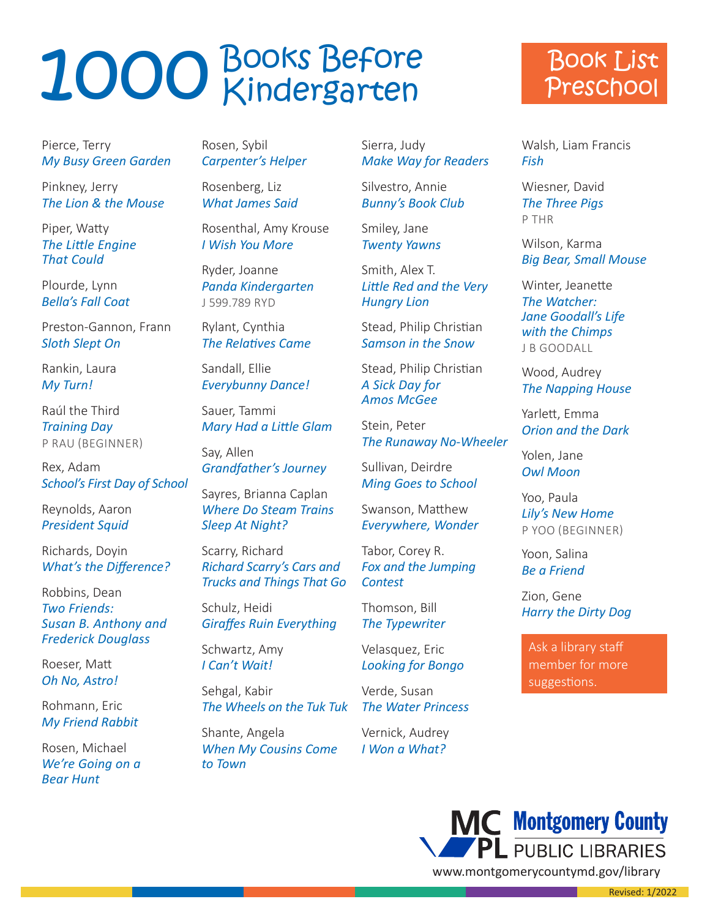# 1000 Books Before Kindergarten

## Book List Preschool

Pierce, Terry
*My Busy Green Garden*

Pinkney, Jerry
*The Lion & the Mouse*

Piper, Watty
*The Little Engine That Could*

Plourde, Lynn
*Bella's Fall Coat*

Preston-Gannon, Frann
*Sloth Slept On*

Rankin, Laura
*My Turn!*

Raúl the Third
*Training Day*
P RAU (BEGINNER)

Rex, Adam
*School's First Day of School*

Reynolds, Aaron
*President Squid*

Richards, Doyin
*What's the Difference?*

Robbins, Dean
*Two Friends: Susan B. Anthony and Frederick Douglass*

Roeser, Matt
*Oh No, Astro!*

Rohmann, Eric
*My Friend Rabbit*

Rosen, Michael
*We're Going on a Bear Hunt*

Rosen, Sybil
*Carpenter's Helper*

Rosenberg, Liz
*What James Said*

Rosenthal, Amy Krouse
*I Wish You More*

Ryder, Joanne
*Panda Kindergarten*
J 599.789 RYD

Rylant, Cynthia
*The Relatives Came*

Sandall, Ellie
*Everybunny Dance!*

Sauer, Tammi
*Mary Had a Little Glam*

Say, Allen
*Grandfather's Journey*

Sayres, Brianna Caplan
*Where Do Steam Trains Sleep At Night?*

Scarry, Richard
*Richard Scarry's Cars and Trucks and Things That Go*

Schulz, Heidi
*Giraffes Ruin Everything*

Schwartz, Amy
*I Can't Wait!*

Sehgal, Kabir
*The Wheels on the Tuk Tuk*

Shante, Angela
*When My Cousins Come to Town*

Sierra, Judy
*Make Way for Readers*

Silvestro, Annie
*Bunny's Book Club*

Smiley, Jane
*Twenty Yawns*

Smith, Alex T.
*Little Red and the Very Hungry Lion*

Stead, Philip Christian
*Samson in the Snow*

Stead, Philip Christian
*A Sick Day for Amos McGee*

Stein, Peter
*The Runaway No-Wheeler*

Sullivan, Deirdre
*Ming Goes to School*

Swanson, Matthew
*Everywhere, Wonder*

Tabor, Corey R.
*Fox and the Jumping Contest*

Thomson, Bill
*The Typewriter*

Velasquez, Eric
*Looking for Bongo*

Verde, Susan
*The Water Princess*

Vernick, Audrey
*I Won a What?*

Walsh, Liam Francis
*Fish*

Wiesner, David
*The Three Pigs*
P THR

Wilson, Karma
*Big Bear, Small Mouse*

Winter, Jeanette
*The Watcher: Jane Goodall's Life with the Chimps*
J B GOODALL

Wood, Audrey
*The Napping House*

Yarlett, Emma
*Orion and the Dark*

Yolen, Jane
*Owl Moon*

Yoo, Paula
*Lily's New Home*
P YOO (BEGINNER)

Yoon, Salina
*Be a Friend*

Zion, Gene
*Harry the Dirty Dog*

Ask a library staff member for more suggestions.

MCPL Montgomery County PUBLIC LIBRARIES
www.montgomerycountymd.gov/library

Revised: 1/2022